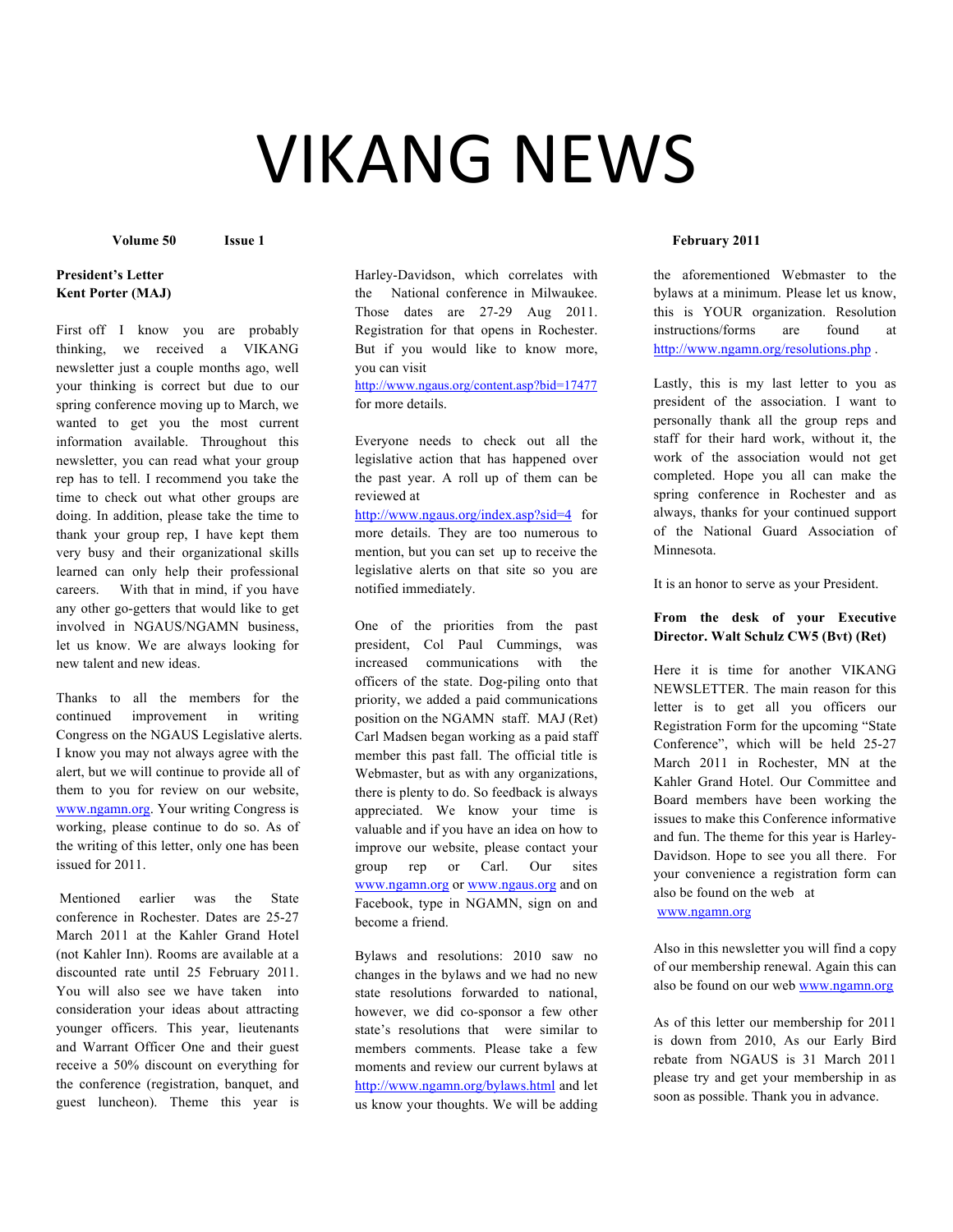# VIKANG NEWS

**Volume 50 Issue 1** **February 2011**

**President's Letter**
**Kent Porter (MAJ)**

First off I know you are probably thinking, we received a VIKANG newsletter just a couple months ago, well your thinking is correct but due to our spring conference moving up to March, we wanted to get you the most current information available. Throughout this newsletter, you can read what your group rep has to tell. I recommend you take the time to check out what other groups are doing. In addition, please take the time to thank your group rep, I have kept them very busy and their organizational skills learned can only help their professional careers. With that in mind, if you have any other go-getters that would like to get involved in NGAUS/NGAMN business, let us know. We are always looking for new talent and new ideas.

Thanks to all the members for the continued improvement in writing Congress on the NGAUS Legislative alerts. I know you may not always agree with the alert, but we will continue to provide all of them to you for review on our website, www.ngamn.org. Your writing Congress is working, please continue to do so. As of the writing of this letter, only one has been issued for 2011.

Mentioned earlier was the State conference in Rochester. Dates are 25-27 March 2011 at the Kahler Grand Hotel (not Kahler Inn). Rooms are available at a discounted rate until 25 February 2011. You will also see we have taken into consideration your ideas about attracting younger officers. This year, lieutenants and Warrant Officer One and their guest receive a 50% discount on everything for the conference (registration, banquet, and guest luncheon). Theme this year is Harley-Davidson, which correlates with the National conference in Milwaukee. Those dates are 27-29 Aug 2011. Registration for that opens in Rochester. But if you would like to know more, you can visit http://www.ngaus.org/content.asp?bid=17477 for more details.

Everyone needs to check out all the legislative action that has happened over the past year. A roll up of them can be reviewed at http://www.ngaus.org/index.asp?sid=4 for more details. They are too numerous to mention, but you can set up to receive the legislative alerts on that site so you are notified immediately.

One of the priorities from the past president, Col Paul Cummings, was increased communications with the officers of the state. Dog-piling onto that priority, we added a paid communications position on the NGAMN staff. MAJ (Ret) Carl Madsen began working as a paid staff member this past fall. The official title is Webmaster, but as with any organizations, there is plenty to do. So feedback is always appreciated. We know your time is valuable and if you have an idea on how to improve our website, please contact your group rep or Carl. Our sites www.ngamn.org or www.ngaus.org and on Facebook, type in NGAMN, sign on and become a friend.

Bylaws and resolutions: 2010 saw no changes in the bylaws and we had no new state resolutions forwarded to national, however, we did co-sponsor a few other state's resolutions that were similar to members comments. Please take a few moments and review our current bylaws at http://www.ngamn.org/bylaws.html and let us know your thoughts. We will be adding the aforementioned Webmaster to the bylaws at a minimum. Please let us know, this is YOUR organization. Resolution instructions/forms are found at http://www.ngamn.org/resolutions.php .

Lastly, this is my last letter to you as president of the association. I want to personally thank all the group reps and staff for their hard work, without it, the work of the association would not get completed. Hope you all can make the spring conference in Rochester and as always, thanks for your continued support of the National Guard Association of Minnesota.

It is an honor to serve as your President.

**From the desk of your Executive Director. Walt Schulz CW5 (Bvt) (Ret)**

Here it is time for another VIKANG NEWSLETTER. The main reason for this letter is to get all you officers our Registration Form for the upcoming "State Conference", which will be held 25-27 March 2011 in Rochester, MN at the Kahler Grand Hotel. Our Committee and Board members have been working the issues to make this Conference informative and fun. The theme for this year is Harley-Davidson. Hope to see you all there. For your convenience a registration form can also be found on the web at www.ngamn.org

Also in this newsletter you will find a copy of our membership renewal. Again this can also be found on our web www.ngamn.org

As of this letter our membership for 2011 is down from 2010, As our Early Bird rebate from NGAUS is 31 March 2011 please try and get your membership in as soon as possible. Thank you in advance.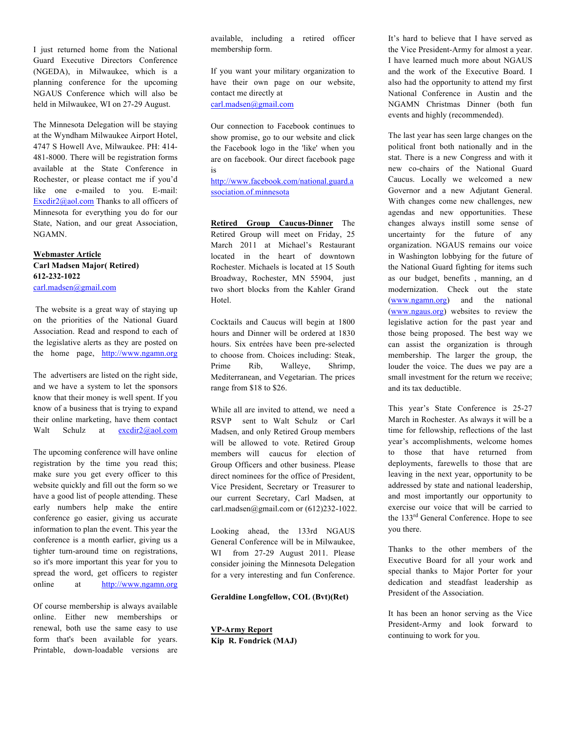I just returned home from the National Guard Executive Directors Conference (NGEDA), in Milwaukee, which is a planning conference for the upcoming NGAUS Conference which will also be held in Milwaukee, WI on 27-29 August.

The Minnesota Delegation will be staying at the Wyndham Milwaukee Airport Hotel, 4747 S Howell Ave, Milwaukee. PH: 414-481-8000. There will be registration forms available at the State Conference in Rochester, or please contact me if you'd like one e-mailed to you. E-mail: Excdir2@aol.com Thanks to all officers of Minnesota for everything you do for our State, Nation, and our great Association, NGAMN.

**Webmaster Article**
**Carl Madsen Major( Retired)**
**612-232-1022**
carl.madsen@gmail.com

The website is a great way of staying up on the priorities of the National Guard Association. Read and respond to each of the legislative alerts as they are posted on the home page, http://www.ngamn.org

The advertisers are listed on the right side, and we have a system to let the sponsors know that their money is well spent. If you know of a business that is trying to expand their online marketing, have them contact Walt Schulz at excdir2@aol.com

The upcoming conference will have online registration by the time you read this; make sure you get every officer to this website quickly and fill out the form so we have a good list of people attending. These early numbers help make the entire conference go easier, giving us accurate information to plan the event. This year the conference is a month earlier, giving us a tighter turn-around time on registrations, so it's more important this year for you to spread the word, get officers to register online at http://www.ngamn.org

Of course membership is always available online. Either new memberships or renewal, both use the same easy to use form that's been available for years. Printable, down-loadable versions are available, including a retired officer membership form.

If you want your military organization to have their own page on our website, contact me directly at carl.madsen@gmail.com

Our connection to Facebook continues to show promise, go to our website and click the Facebook logo in the 'like' when you are on facebook. Our direct facebook page is http://www.facebook.com/national.guard.association.of.minnesota

**Retired Group Caucus-Dinner** The Retired Group will meet on Friday, 25 March 2011 at Michael's Restaurant located in the heart of downtown Rochester. Michaels is located at 15 South Broadway, Rochester, MN 55904, just two short blocks from the Kahler Grand Hotel.

Cocktails and Caucus will begin at 1800 hours and Dinner will be ordered at 1830 hours. Six entrées have been pre-selected to choose from. Choices including: Steak, Prime Rib, Walleye, Shrimp, Mediterranean, and Vegetarian. The prices range from $18 to $26.

While all are invited to attend, we need a RSVP sent to Walt Schulz or Carl Madsen, and only Retired Group members will be allowed to vote. Retired Group members will caucus for election of Group Officers and other business. Please direct nominees for the office of President, Vice President, Secretary or Treasurer to our current Secretary, Carl Madsen, at carl.madsen@gmail.com or (612)232-1022.

Looking ahead, the 133rd NGAUS General Conference will be in Milwaukee, WI from 27-29 August 2011. Please consider joining the Minnesota Delegation for a very interesting and fun Conference.

**Geraldine Longfellow, COL (Bvt)(Ret)**

**VP-Army Report**
**Kip R. Fondrick (MAJ)**

It's hard to believe that I have served as the Vice President-Army for almost a year. I have learned much more about NGAUS and the work of the Executive Board. I also had the opportunity to attend my first National Conference in Austin and the NGAMN Christmas Dinner (both fun events and highly (recommended).

The last year has seen large changes on the political front both nationally and in the stat. There is a new Congress and with it new co-chairs of the National Guard Caucus. Locally we welcomed a new Governor and a new Adjutant General. With changes come new challenges, new agendas and new opportunities. These changes always instill some sense of uncertainty for the future of any organization. NGAUS remains our voice in Washington lobbying for the future of the National Guard fighting for items such as our budget, benefits , manning, an d modernization. Check out the state (www.ngamn.org) and the national (www.ngaus.org) websites to review the legislative action for the past year and those being proposed. The best way we can assist the organization is through membership. The larger the group, the louder the voice. The dues we pay are a small investment for the return we receive; and its tax deductible.

This year's State Conference is 25-27 March in Rochester. As always it will be a time for fellowship, reflections of the last year's accomplishments, welcome homes to those that have returned from deployments, farewells to those that are leaving in the next year, opportunity to be addressed by state and national leadership, and most importantly our opportunity to exercise our voice that will be carried to the 133rd General Conference. Hope to see you there.

Thanks to the other members of the Executive Board for all your work and special thanks to Major Porter for your dedication and steadfast leadership as President of the Association.

It has been an honor serving as the Vice President-Army and look forward to continuing to work for you.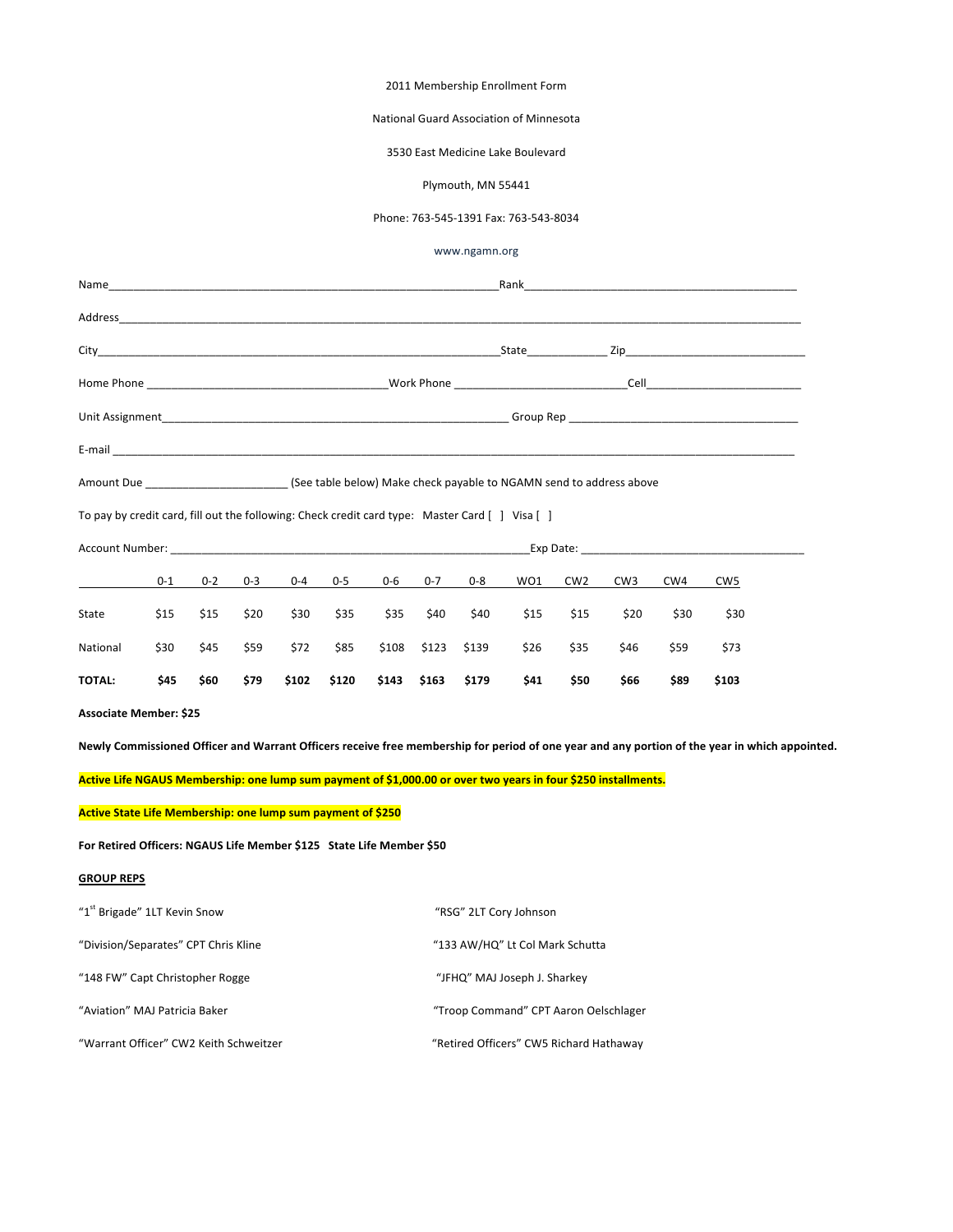2011 Membership Enrollment Form

National Guard Association of Minnesota

3530 East Medicine Lake Boulevard

Plymouth, MN 55441

Phone: 763-545-1391 Fax: 763-543-8034

www.ngamn.org

Name_________________________________________________________________Rank______________________________________________

Address_____________________________________________________________________________________________________________________

City_________________________________________________________________State_____________ Zip______________________________

Home Phone _______________________________________Work Phone ___________________________Cell_________________________

Unit Assignment_________________________________________________________ Group Rep ____________________________________

E-mail _________________________________________________________________________________________________________________

Amount Due ______________________ (See table below) Make check payable to NGAMN send to address above

To pay by credit card, fill out the following: Check credit card type: Master Card [ ] Visa [ ]

Account Number: ___________________________________________________________Exp Date: ____________________________________

| | 0-1 | 0-2 | 0-3 | 0-4 | 0-5 | 0-6 | 0-7 | 0-8 | WO1 | CW2 | CW3 | CW4 | CW5 |
|---|---|---|---|---|---|---|---|---|---|---|---|---|---|
| State | $15 | $15 | $20 | $30 | $35 | $35 | $40 | $40 | $15 | $15 | $20 | $30 | $30 |
| National | $30 | $45 | $59 | $72 | $85 | $108 | $123 | $139 | $26 | $35 | $46 | $59 | $73 |
| **TOTAL:** | **$45** | **$60** | **$79** | **$102** | **$120** | **$143** | **$163** | **$179** | **$41** | **$50** | **$66** | **$89** | **$103** |

**Associate Member: $25**

**Newly Commissioned Officer and Warrant Officers receive free membership for period of one year and any portion of the year in which appointed.**

**Active Life NGAUS Membership: one lump sum payment of $1,000.00 or over two years in four $250 installments.**

**Active State Life Membership: one lump sum payment of $250**

**For Retired Officers: NGAUS Life Member $125 State Life Member $50**

**GROUP REPS**

"1st Brigade" 1LT Kevin Snow

"Division/Separates" CPT Chris Kline

"148 FW" Capt Christopher Rogge

"Aviation" MAJ Patricia Baker

"Warrant Officer" CW2 Keith Schweitzer

"RSG" 2LT Cory Johnson

"133 AW/HQ" Lt Col Mark Schutta

"JFHQ" MAJ Joseph J. Sharkey

"Troop Command" CPT Aaron Oelschlager

"Retired Officers" CW5 Richard Hathaway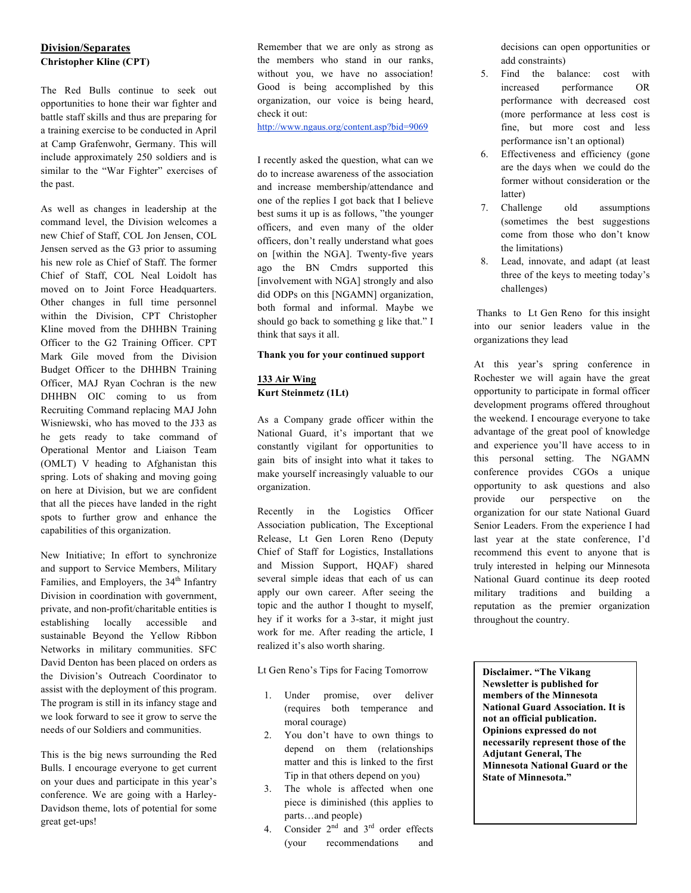## Division/Separates

**Christopher Kline (CPT)**

The Red Bulls continue to seek out opportunities to hone their war fighter and battle staff skills and thus are preparing for a training exercise to be conducted in April at Camp Grafenwohr, Germany. This will include approximately 250 soldiers and is similar to the "War Fighter" exercises of the past.

As well as changes in leadership at the command level, the Division welcomes a new Chief of Staff, COL Jon Jensen, COL Jensen served as the G3 prior to assuming his new role as Chief of Staff. The former Chief of Staff, COL Neal Loidolt has moved on to Joint Force Headquarters. Other changes in full time personnel within the Division, CPT Christopher Kline moved from the DHHBN Training Officer to the G2 Training Officer. CPT Mark Gile moved from the Division Budget Officer to the DHHBN Training Officer, MAJ Ryan Cochran is the new DHHBN OIC coming to us from Recruiting Command replacing MAJ John Wisniewski, who has moved to the J33 as he gets ready to take command of Operational Mentor and Liaison Team (OMLT) V heading to Afghanistan this spring. Lots of shaking and moving going on here at Division, but we are confident that all the pieces have landed in the right spots to further grow and enhance the capabilities of this organization.

New Initiative; In effort to synchronize and support to Service Members, Military Families, and Employers, the 34th Infantry Division in coordination with government, private, and non-profit/charitable entities is establishing locally accessible and sustainable Beyond the Yellow Ribbon Networks in military communities. SFC David Denton has been placed on orders as the Division's Outreach Coordinator to assist with the deployment of this program. The program is still in its infancy stage and we look forward to see it grow to serve the needs of our Soldiers and communities.

This is the big news surrounding the Red Bulls. I encourage everyone to get current on your dues and participate in this year's conference. We are going with a Harley-Davidson theme, lots of potential for some great get-ups!

Remember that we are only as strong as the members who stand in our ranks, without you, we have no association! Good is being accomplished by this organization, our voice is being heard, check it out:
http://www.ngaus.org/content.asp?bid=9069

I recently asked the question, what can we do to increase awareness of the association and increase membership/attendance and one of the replies I got back that I believe best sums it up is as follows, "the younger officers, and even many of the older officers, don't really understand what goes on [within the NGA]. Twenty-five years ago the BN Cmdrs supported this [involvement with NGA] strongly and also did ODPs on this [NGAMN] organization, both formal and informal. Maybe we should go back to something g like that." I think that says it all.

**Thank you for your continued support**

## 133 Air Wing

**Kurt Steinmetz (1Lt)**

As a Company grade officer within the National Guard, it's important that we constantly vigilant for opportunities to gain bits of insight into what it takes to make yourself increasingly valuable to our organization.

Recently in the Logistics Officer Association publication, The Exceptional Release, Lt Gen Loren Reno (Deputy Chief of Staff for Logistics, Installations and Mission Support, HQAF) shared several simple ideas that each of us can apply our own career. After seeing the topic and the author I thought to myself, hey if it works for a 3-star, it might just work for me. After reading the article, I realized it's also worth sharing.

Lt Gen Reno's Tips for Facing Tomorrow

1. Under promise, over deliver (requires both temperance and moral courage)
2. You don't have to own things to depend on them (relationships matter and this is linked to the first Tip in that others depend on you)
3. The whole is affected when one piece is diminished (this applies to parts…and people)
4. Consider 2nd and 3rd order effects (your recommendations and decisions can open opportunities or add constraints)
5. Find the balance: cost with increased performance OR performance with decreased cost (more performance at less cost is fine, but more cost and less performance isn't an optional)
6. Effectiveness and efficiency (gone are the days when we could do the former without consideration or the latter)
7. Challenge old assumptions (sometimes the best suggestions come from those who don't know the limitations)
8. Lead, innovate, and adapt (at least three of the keys to meeting today's challenges)

Thanks to Lt Gen Reno for this insight into our senior leaders value in the organizations they lead

At this year's spring conference in Rochester we will again have the great opportunity to participate in formal officer development programs offered throughout the weekend. I encourage everyone to take advantage of the great pool of knowledge and experience you'll have access to in this personal setting. The NGAMN conference provides CGOs a unique opportunity to ask questions and also provide our perspective on the organization for our state National Guard Senior Leaders. From the experience I had last year at the state conference, I'd recommend this event to anyone that is truly interested in helping our Minnesota National Guard continue its deep rooted military traditions and building a reputation as the premier organization throughout the country.

**Disclaimer. "The Vikang Newsletter is published for members of the Minnesota National Guard Association. It is not an official publication. Opinions expressed do not necessarily represent those of the Adjutant General, The Minnesota National Guard or the State of Minnesota."**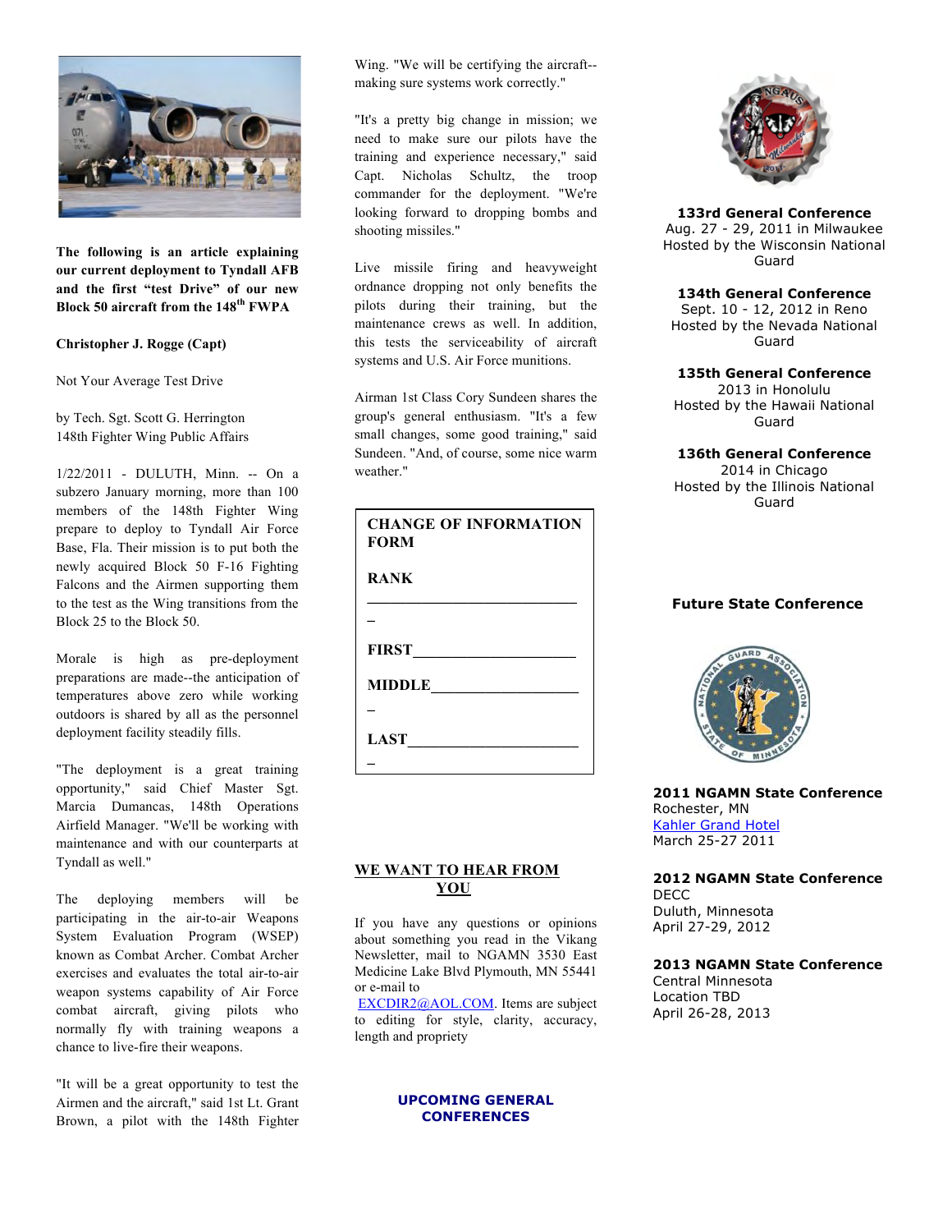**The following is an article explaining our current deployment to Tyndall AFB and the first "test Drive" of our new Block 50 aircraft from the 148th FWPA**

**Christopher J. Rogge (Capt)**

Not Your Average Test Drive

by Tech. Sgt. Scott G. Herrington
148th Fighter Wing Public Affairs

1/22/2011 - DULUTH, Minn. -- On a subzero January morning, more than 100 members of the 148th Fighter Wing prepare to deploy to Tyndall Air Force Base, Fla. Their mission is to put both the newly acquired Block 50 F-16 Fighting Falcons and the Airmen supporting them to the test as the Wing transitions from the Block 25 to the Block 50.

Morale is high as pre-deployment preparations are made--the anticipation of temperatures above zero while working outdoors is shared by all as the personnel deployment facility steadily fills.

"The deployment is a great training opportunity," said Chief Master Sgt. Marcia Dumancas, 148th Operations Airfield Manager. "We'll be working with maintenance and with our counterparts at Tyndall as well."

The deploying members will be participating in the air-to-air Weapons System Evaluation Program (WSEP) known as Combat Archer. Combat Archer exercises and evaluates the total air-to-air weapon systems capability of Air Force combat aircraft, giving pilots who normally fly with training weapons a chance to live-fire their weapons.

"It will be a great opportunity to test the Airmen and the aircraft," said 1st Lt. Grant Brown, a pilot with the 148th Fighter Wing. "We will be certifying the aircraft--making sure systems work correctly."

"It's a pretty big change in mission; we need to make sure our pilots have the training and experience necessary," said Capt. Nicholas Schultz, the troop commander for the deployment. "We're looking forward to dropping bombs and shooting missiles."

Live missile firing and heavyweight ordnance dropping not only benefits the pilots during their training, but the maintenance crews as well. In addition, this tests the serviceability of aircraft systems and U.S. Air Force munitions.

Airman 1st Class Cory Sundeen shares the group's general enthusiasm. "It's a few small changes, some good training," said Sundeen. "And, of course, some nice warm weather."

**CHANGE OF INFORMATION FORM**

**RANK** ___________________________

**FIRST**_____________________

**MIDDLE**___________________

**LAST**______________________

**WE WANT TO HEAR FROM YOU**

If you have any questions or opinions about something you read in the Vikang Newsletter, mail to NGAMN 3530 East Medicine Lake Blvd Plymouth, MN 55441 or e-mail to EXCDIR2@AOL.COM. Items are subject to editing for style, clarity, accuracy, length and propriety

**UPCOMING GENERAL CONFERENCES**

**133rd General Conference**
Aug. 27 - 29, 2011 in Milwaukee
Hosted by the Wisconsin National Guard

**134th General Conference**
Sept. 10 - 12, 2012 in Reno
Hosted by the Nevada National Guard

**135th General Conference**
2013 in Honolulu
Hosted by the Hawaii National Guard

**136th General Conference**
2014 in Chicago
Hosted by the Illinois National Guard

**Future State Conference**

**2011 NGAMN State Conference**
Rochester, MN
Kahler Grand Hotel
March 25-27 2011

**2012 NGAMN State Conference**
DECC
Duluth, Minnesota
April 27-29, 2012

**2013 NGAMN State Conference**
Central Minnesota
Location TBD
April 26-28, 2013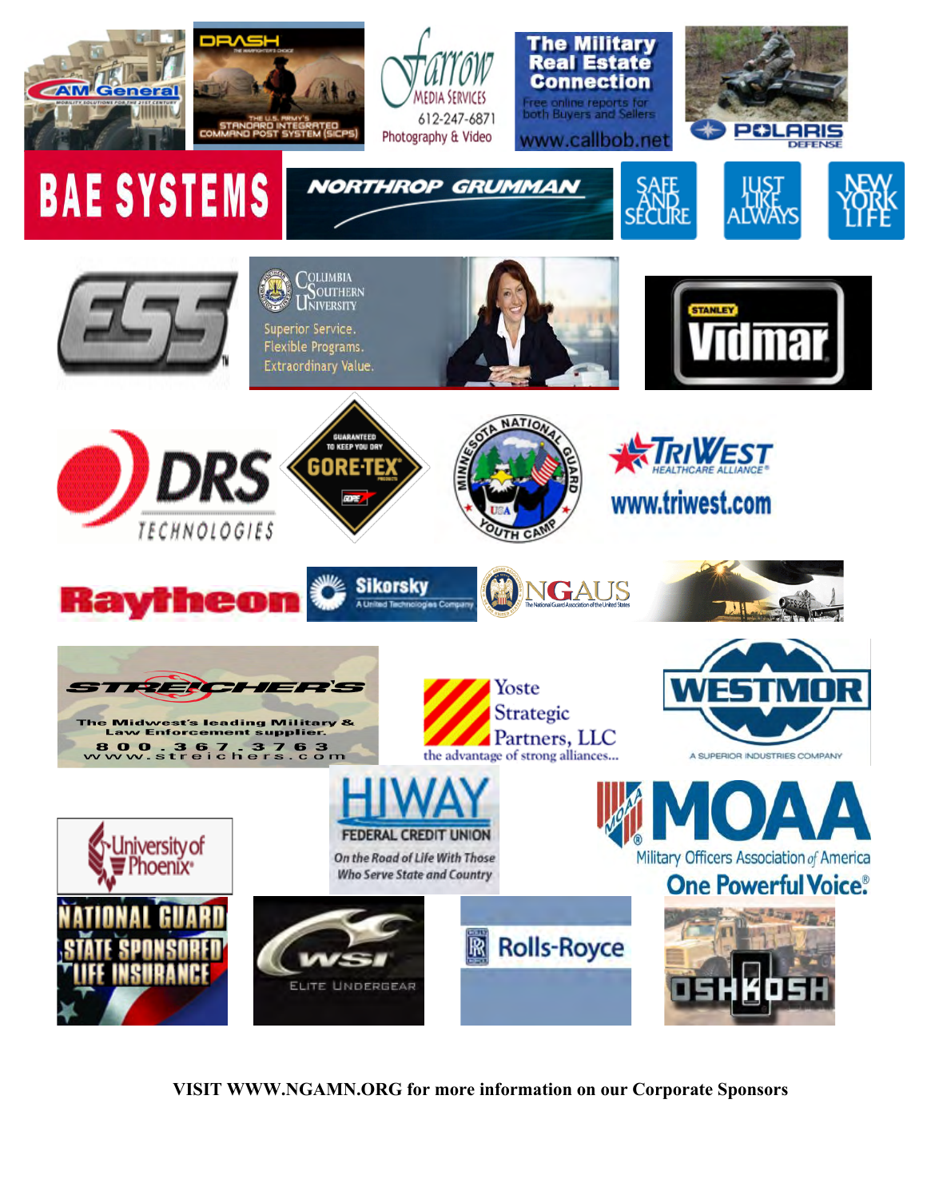AM General

DRASH — The Warfighter's Choice — The U.S. Army's Standard Integrated Command Post System (SICPS)

Farrow Media Services — 612-247-6871 — Photography & Video

The Military Real Estate Connection — Free online reports for both Buyers and Sellers — www.callbob.net

POLARIS DEFENSE

BAE SYSTEMS

NORTHROP GRUMMAN

SAFE AND SECURE

JUST LIKE ALWAYS

NEW YORK LIFE

ESS

Columbia Southern University — Superior Service. Flexible Programs. Extraordinary Value.

STANLEY Vidmar

DRS TECHNOLOGIES

GUARANTEED TO KEEP YOU DRY — GORE-TEX

Minnesota National Guard Youth Camp

TRIWEST HEALTHCARE ALLIANCE — www.triwest.com

Raytheon

Sikorsky — A United Technologies Company

NGAUS — The National Guard Association of the United States

STREICHER'S — The Midwest's leading Military & Law Enforcement supplier. 800.367.3763 www.streichers.com

Yoste Strategic Partners, LLC — the advantage of strong alliances...

WESTMOR — A SUPERIOR INDUSTRIES COMPANY

University of Phoenix

HIWAY FEDERAL CREDIT UNION — On the Road of Life With Those Who Serve State and Country

MOAA — Military Officers Association of America — One Powerful Voice.

NATIONAL GUARD STATE SPONSORED LIFE INSURANCE

WSI ELITE UNDERGEAR

Rolls-Royce

OSHKOSH

**VISIT WWW.NGAMN.ORG for more information on our Corporate Sponsors**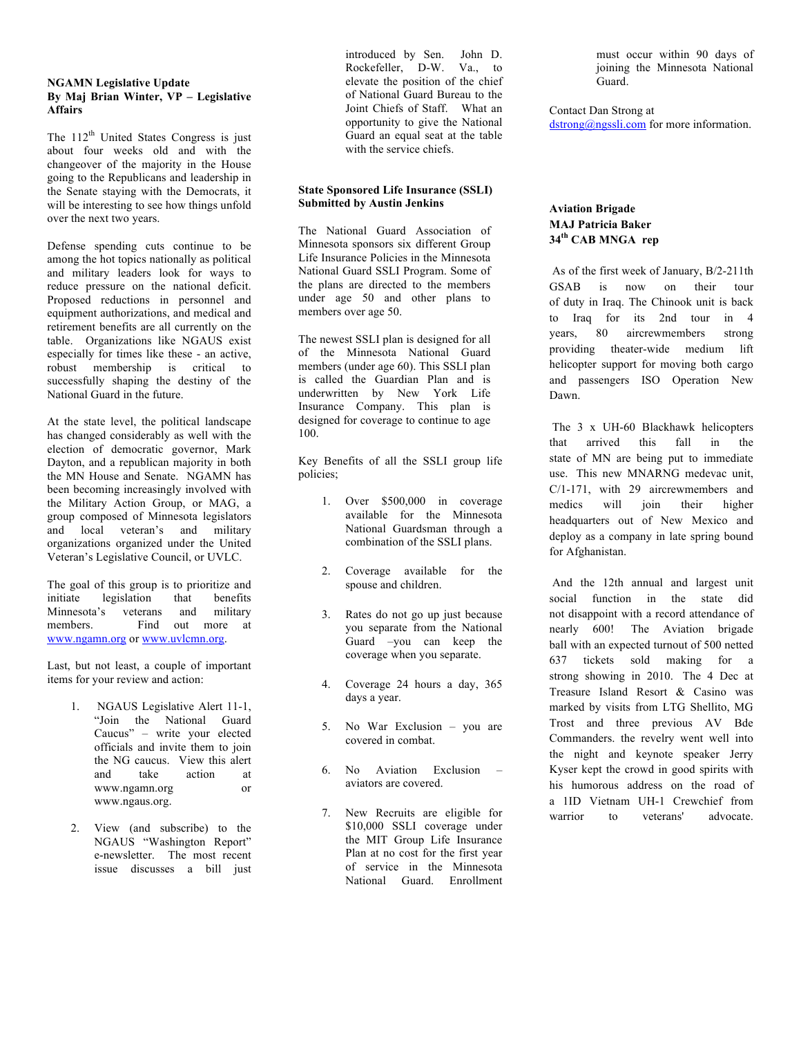**NGAMN Legislative Update**
**By Maj Brian Winter, VP – Legislative Affairs**

The 112th United States Congress is just about four weeks old and with the changeover of the majority in the House going to the Republicans and leadership in the Senate staying with the Democrats, it will be interesting to see how things unfold over the next two years.

Defense spending cuts continue to be among the hot topics nationally as political and military leaders look for ways to reduce pressure on the national deficit. Proposed reductions in personnel and equipment authorizations, and medical and retirement benefits are all currently on the table. Organizations like NGAUS exist especially for times like these - an active, robust membership is critical to successfully shaping the destiny of the National Guard in the future.

At the state level, the political landscape has changed considerably as well with the election of democratic governor, Mark Dayton, and a republican majority in both the MN House and Senate. NGAMN has been becoming increasingly involved with the Military Action Group, or MAG, a group composed of Minnesota legislators and local veteran's and military organizations organized under the United Veteran's Legislative Council, or UVLC.

The goal of this group is to prioritize and initiate legislation that benefits Minnesota's veterans and military members. Find out more at [www.ngamn.org](www.ngamn.org) or [www.uvlcmn.org](www.uvlcmn.org).

Last, but not least, a couple of important items for your review and action:

1. NGAUS Legislative Alert 11-1, "Join the National Guard Caucus" – write your elected officials and invite them to join the NG caucus. View this alert and take action at www.ngamn.org or www.ngaus.org.
2. View (and subscribe) to the NGAUS "Washington Report" e-newsletter. The most recent issue discusses a bill just introduced by Sen. John D. Rockefeller, D-W. Va., to elevate the position of the chief of National Guard Bureau to the Joint Chiefs of Staff. What an opportunity to give the National Guard an equal seat at the table with the service chiefs.

**State Sponsored Life Insurance (SSLI)**
**Submitted by Austin Jenkins**

The National Guard Association of Minnesota sponsors six different Group Life Insurance Policies in the Minnesota National Guard SSLI Program. Some of the plans are directed to the members under age 50 and other plans to members over age 50.

The newest SSLI plan is designed for all of the Minnesota National Guard members (under age 60). This SSLI plan is called the Guardian Plan and is underwritten by New York Life Insurance Company. This plan is designed for coverage to continue to age 100.

Key Benefits of all the SSLI group life policies;

1. Over $500,000 in coverage available for the Minnesota National Guardsman through a combination of the SSLI plans.
2. Coverage available for the spouse and children.
3. Rates do not go up just because you separate from the National Guard –you can keep the coverage when you separate.
4. Coverage 24 hours a day, 365 days a year.
5. No War Exclusion – you are covered in combat.
6. No Aviation Exclusion – aviators are covered.
7. New Recruits are eligible for $10,000 SSLI coverage under the MIT Group Life Insurance Plan at no cost for the first year of service in the Minnesota National Guard. Enrollment must occur within 90 days of joining the Minnesota National Guard.

Contact Dan Strong at [dstrong@ngssli.com](mailto:dstrong@ngssli.com) for more information.

**Aviation Brigade**
**MAJ Patricia Baker**
**34th CAB MNGA rep**

As of the first week of January, B/2-211th GSAB is now on their tour of duty in Iraq. The Chinook unit is back to Iraq for its 2nd tour in 4 years, 80 aircrewmembers strong providing theater-wide medium lift helicopter support for moving both cargo and passengers ISO Operation New Dawn.

The 3 x UH-60 Blackhawk helicopters that arrived this fall in the state of MN are being put to immediate use. This new MNARNG medevac unit, C/1-171, with 29 aircrewmembers and medics will join their higher headquarters out of New Mexico and deploy as a company in late spring bound for Afghanistan.

And the 12th annual and largest unit social function in the state did not disappoint with a record attendance of nearly 600! The Aviation brigade ball with an expected turnout of 500 netted 637 tickets sold making for a strong showing in 2010. The 4 Dec at Treasure Island Resort & Casino was marked by visits from LTG Shellito, MG Trost and three previous AV Bde Commanders. the revelry went well into the night and keynote speaker Jerry Kyser kept the crowd in good spirits with his humorous address on the road of a 1ID Vietnam UH-1 Crewchief from warrior to veterans' advocate.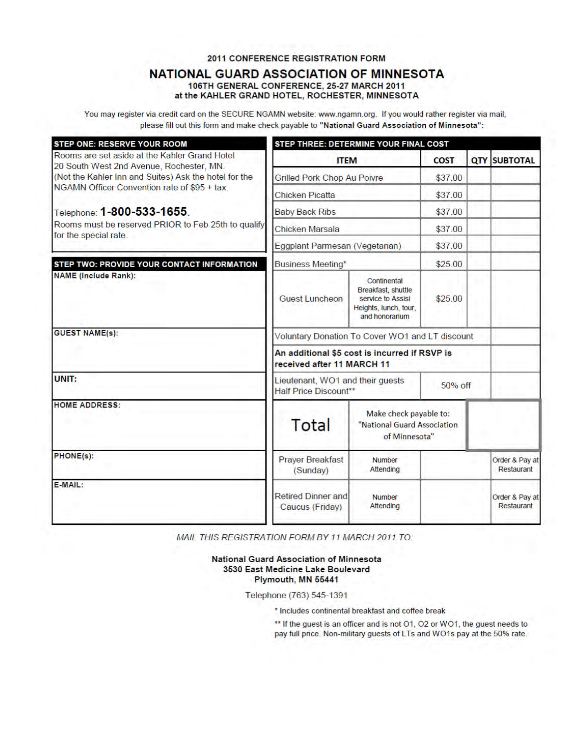2011 CONFERENCE REGISTRATION FORM

# NATIONAL GUARD ASSOCIATION OF MINNESOTA

**106TH GENERAL CONFERENCE, 25-27 MARCH 2011**
**at the KAHLER GRAND HOTEL, ROCHESTER, MINNESOTA**

You may register via credit card on the SECURE NGAMN website: www.ngamn.org. If you would rather register via mail, please fill out this form and make check payable to **"National Guard Association of Minnesota"**:

## STEP ONE: RESERVE YOUR ROOM

Rooms are set aside at the Kahler Grand Hotel 20 South West 2nd Avenue, Rochester, MN. (Not the Kahler Inn and Suites) Ask the hotel for the NGAMN Officer Convention rate of $95 + tax.

Telephone: **1-800-533-1655**.

Rooms must be reserved PRIOR to Feb 25th to qualify for the special rate.

## STEP TWO: PROVIDE YOUR CONTACT INFORMATION

**NAME (Include Rank):**

**GUEST NAME(s):**

**UNIT:**

**HOME ADDRESS:**

**PHONE(s):**

**E-MAIL:**

## STEP THREE: DETERMINE YOUR FINAL COST

| ITEM | | COST | QTY | SUBTOTAL |
|---|---|---|---|---|
| Grilled Pork Chop Au Poivre | | $37.00 | | |
| Chicken Picatta | | $37.00 | | |
| Baby Back Ribs | | $37.00 | | |
| Chicken Marsala | | $37.00 | | |
| Eggplant Parmesan (Vegetarian) | | $37.00 | | |
| Business Meeting* | | $25.00 | | |
| Guest Luncheon | Continental Breakfast, shuttle service to Assisi Heights, lunch, tour, and honorarium | $25.00 | | |
| Voluntary Donation To Cover WO1 and LT discount | | | | |
| **An additional $5 cost is incurred if RSVP is received after 11 MARCH 11** | | | | |
| Lieutenant, WO1 and their guests Half Price Discount** | | 50% off | | |
| Total | Make check payable to: "National Guard Association of Minnesota" | | | |
| Prayer Breakfast (Sunday) | Number Attending | | | Order & Pay at Restaurant |
| Retired Dinner and Caucus (Friday) | Number Attending | | | Order & Pay at Restaurant |

*MAIL THIS REGISTRATION FORM BY 11 MARCH 2011 TO:*

**National Guard Association of Minnesota**
**3530 East Medicine Lake Boulevard**
**Plymouth, MN 55441**

Telephone (763) 545-1391

* Includes continental breakfast and coffee break

** If the guest is an officer and is not O1, O2 or WO1, the guest needs to pay full price. Non-military guests of LTs and WO1s pay at the 50% rate.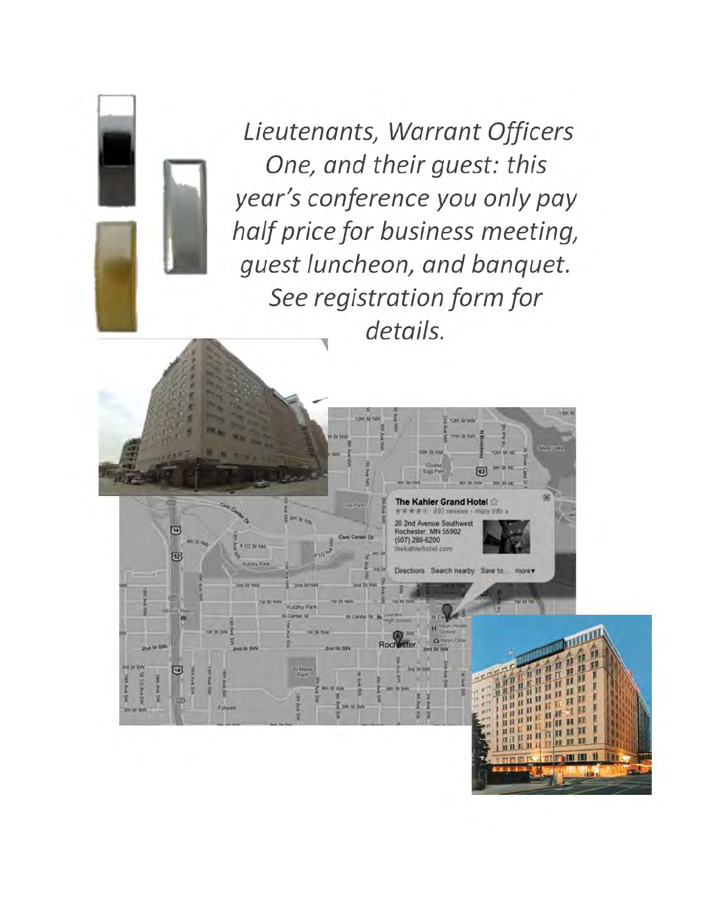*Lieutenants, Warrant Officers One, and their guest: this year's conference you only pay half price for business meeting, guest luncheon, and banquet. See registration form for details.*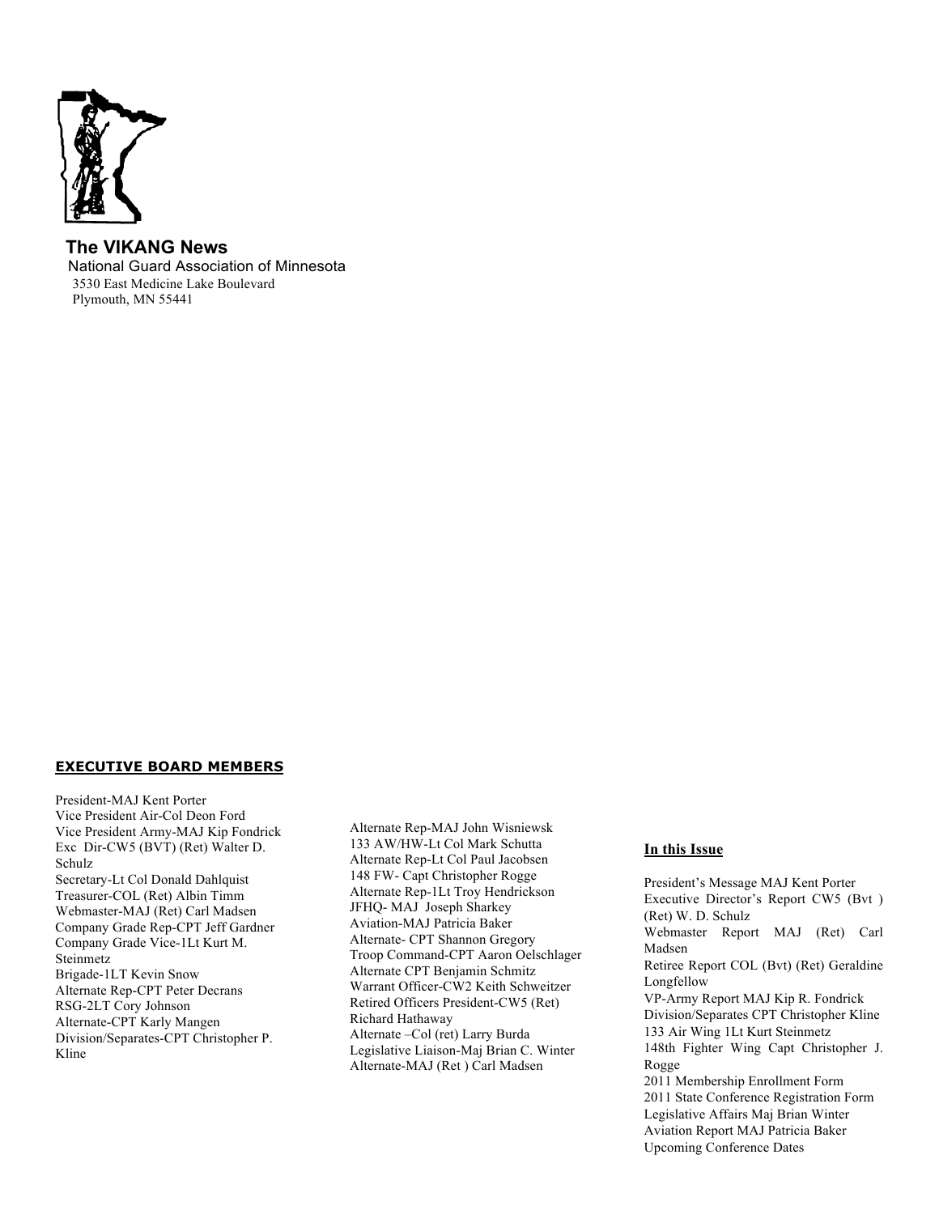**The VIKANG News**

National Guard Association of Minnesota

3530 East Medicine Lake Boulevard

Plymouth, MN 55441

**EXECUTIVE BOARD MEMBERS**

President-MAJ Kent Porter
Vice President Air-Col Deon Ford
Vice President Army-MAJ Kip Fondrick
Exc Dir-CW5 (BVT) (Ret) Walter D. Schulz
Secretary-Lt Col Donald Dahlquist
Treasurer-COL (Ret) Albin Timm
Webmaster-MAJ (Ret) Carl Madsen
Company Grade Rep-CPT Jeff Gardner
Company Grade Vice-1Lt Kurt M. Steinmetz
Brigade-1LT Kevin Snow
Alternate Rep-CPT Peter Decrans
RSG-2LT Cory Johnson
Alternate-CPT Karly Mangen
Division/Separates-CPT Christopher P. Kline
Alternate Rep-MAJ John Wisniewsk
133 AW/HW-Lt Col Mark Schutta
Alternate Rep-Lt Col Paul Jacobsen
148 FW- Capt Christopher Rogge
Alternate Rep-1Lt Troy Hendrickson
JFHQ- MAJ Joseph Sharkey
Aviation-MAJ Patricia Baker
Alternate- CPT Shannon Gregory
Troop Command-CPT Aaron Oelschlager
Alternate CPT Benjamin Schmitz
Warrant Officer-CW2 Keith Schweitzer
Retired Officers President-CW5 (Ret) Richard Hathaway
Alternate –Col (ret) Larry Burda
Legislative Liaison-Maj Brian C. Winter
Alternate-MAJ (Ret ) Carl Madsen

**In this Issue**

President's Message MAJ Kent Porter
Executive Director's Report CW5 (Bvt ) (Ret) W. D. Schulz
Webmaster Report MAJ (Ret) Carl Madsen
Retiree Report COL (Bvt) (Ret) Geraldine Longfellow
VP-Army Report MAJ Kip R. Fondrick
Division/Separates CPT Christopher Kline
133 Air Wing 1Lt Kurt Steinmetz
148th Fighter Wing Capt Christopher J. Rogge
2011 Membership Enrollment Form
2011 State Conference Registration Form
Legislative Affairs Maj Brian Winter
Aviation Report MAJ Patricia Baker
Upcoming Conference Dates